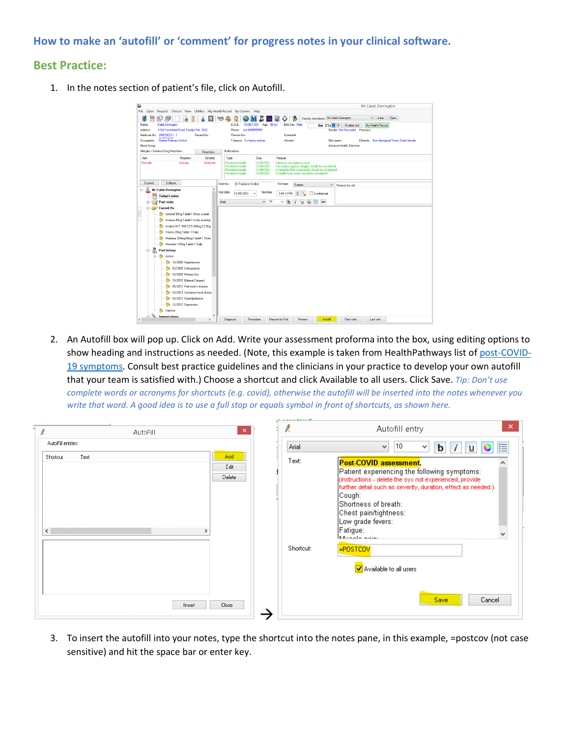## How to make an 'autofill' or 'comment' for progress notes in your clinical software.

### Best Practice:

1. In the notes section of patient's file, click on Autofill.

2. An Autofill box will pop up. Click on Add. Write your assessment proforma into the box, using editing options to show heading and instructions as needed. (Note, this example is taken from HealthPathways list of post-COVID-19 symptoms. Consult best practice guidelines and the clinicians in your practice to develop your own autofill that your team is satisfied with.) Choose a shortcut and click Available to all users. Click Save. *Tip: Don't use complete words or acronyms for shortcuts (e.g. covid), otherwise the autofill will be inserted into the notes whenever you write that word. A good idea is to use a full stop or equals symbol in front of shortcuts, as shown here.*

3. To insert the autofill into your notes, type the shortcut into the notes pane, in this example, =postcov (not case sensitive) and hit the space bar or enter key.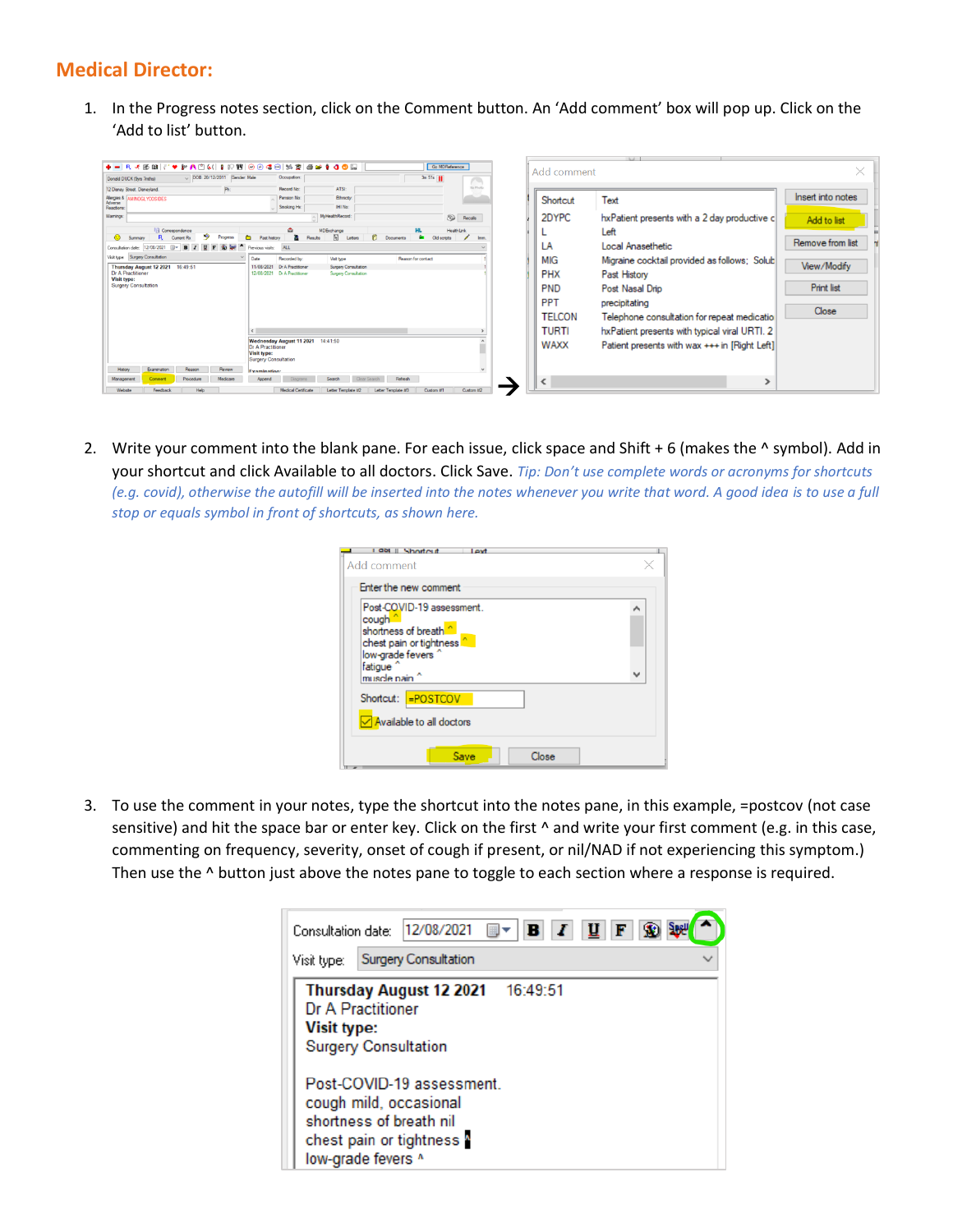## Medical Director:

1. In the Progress notes section, click on the Comment button. An ‘Add comment’ box will pop up. Click on the ‘Add to list’ button.

2. Write your comment into the blank pane. For each issue, click space and Shift + 6 (makes the ^ symbol). Add in your shortcut and click Available to all doctors. Click Save. *Tip: Don’t use complete words or acronyms for shortcuts (e.g. covid), otherwise the autofill will be inserted into the notes whenever you write that word. A good idea is to use a full stop or equals symbol in front of shortcuts, as shown here.*

3. To use the comment in your notes, type the shortcut into the notes pane, in this example, =postcov (not case sensitive) and hit the space bar or enter key. Click on the first ^ and write your first comment (e.g. in this case, commenting on frequency, severity, onset of cough if present, or nil/NAD if not experiencing this symptom.) Then use the ^ button just above the notes pane to toggle to each section where a response is required.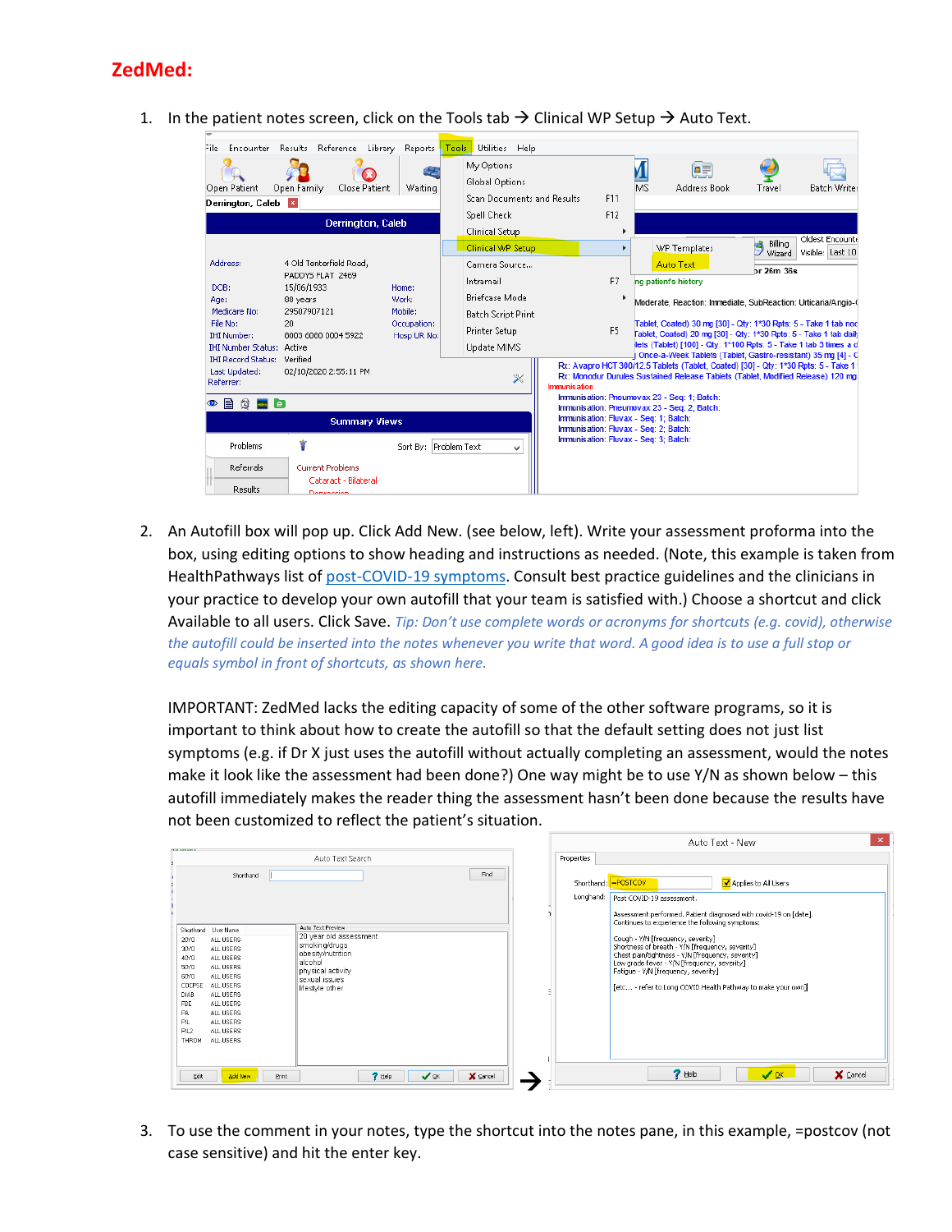# ZedMed:

1. In the patient notes screen, click on the Tools tab → Clinical WP Setup → Auto Text.

2. An Autofill box will pop up. Click Add New. (see below, left). Write your assessment proforma into the box, using editing options to show heading and instructions as needed. (Note, this example is taken from HealthPathways list of post-COVID-19 symptoms. Consult best practice guidelines and the clinicians in your practice to develop your own autofill that your team is satisfied with.) Choose a shortcut and click Available to all users. Click Save. *Tip: Don't use complete words or acronyms for shortcuts (e.g. covid), otherwise the autofill could be inserted into the notes whenever you write that word. A good idea is to use a full stop or equals symbol in front of shortcuts, as shown here.*

   IMPORTANT: ZedMed lacks the editing capacity of some of the other software programs, so it is important to think about how to create the autofill so that the default setting does not just list symptoms (e.g. if Dr X just uses the autofill without actually completing an assessment, would the notes make it look like the assessment had been done?) One way might be to use Y/N as shown below – this autofill immediately makes the reader thing the assessment hasn't been done because the results have not been customized to reflect the patient's situation.

3. To use the comment in your notes, type the shortcut into the notes pane, in this example, =postcov (not case sensitive) and hit the enter key.